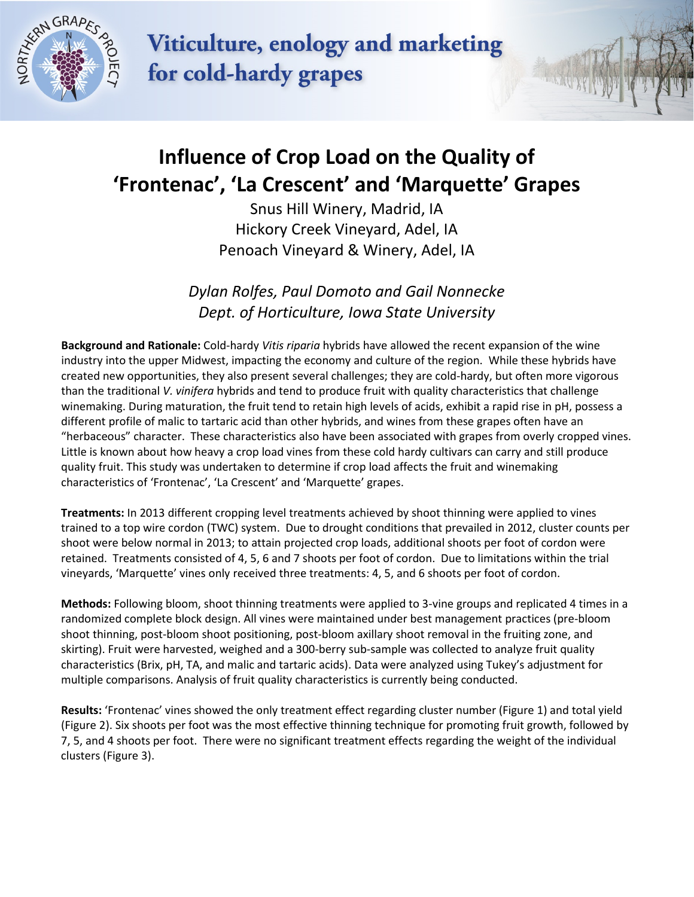Viticulture, enology and marketing for cold-hardy grapes

# Influence of Crop Load on the Quality of 'Frontenac', 'La Crescent' and 'Marquette' Grapes

Snus Hill Winery, Madrid, IA
Hickory Creek Vineyard, Adel, IA
Penoach Vineyard & Winery, Adel, IA

*Dylan Rolfes, Paul Domoto and Gail Nonnecke*
*Dept. of Horticulture, Iowa State University*

**Background and Rationale:** Cold-hardy *Vitis riparia* hybrids have allowed the recent expansion of the wine industry into the upper Midwest, impacting the economy and culture of the region. While these hybrids have created new opportunities, they also present several challenges; they are cold-hardy, but often more vigorous than the traditional *V. vinifera* hybrids and tend to produce fruit with quality characteristics that challenge winemaking. During maturation, the fruit tend to retain high levels of acids, exhibit a rapid rise in pH, possess a different profile of malic to tartaric acid than other hybrids, and wines from these grapes often have an "herbaceous" character. These characteristics also have been associated with grapes from overly cropped vines. Little is known about how heavy a crop load vines from these cold hardy cultivars can carry and still produce quality fruit. This study was undertaken to determine if crop load affects the fruit and winemaking characteristics of 'Frontenac', 'La Crescent' and 'Marquette' grapes.

**Treatments:** In 2013 different cropping level treatments achieved by shoot thinning were applied to vines trained to a top wire cordon (TWC) system. Due to drought conditions that prevailed in 2012, cluster counts per shoot were below normal in 2013; to attain projected crop loads, additional shoots per foot of cordon were retained. Treatments consisted of 4, 5, 6 and 7 shoots per foot of cordon. Due to limitations within the trial vineyards, 'Marquette' vines only received three treatments: 4, 5, and 6 shoots per foot of cordon.

**Methods:** Following bloom, shoot thinning treatments were applied to 3-vine groups and replicated 4 times in a randomized complete block design. All vines were maintained under best management practices (pre-bloom shoot thinning, post-bloom shoot positioning, post-bloom axillary shoot removal in the fruiting zone, and skirting). Fruit were harvested, weighed and a 300-berry sub-sample was collected to analyze fruit quality characteristics (Brix, pH, TA, and malic and tartaric acids). Data were analyzed using Tukey's adjustment for multiple comparisons. Analysis of fruit quality characteristics is currently being conducted.

**Results:** 'Frontenac' vines showed the only treatment effect regarding cluster number (Figure 1) and total yield (Figure 2). Six shoots per foot was the most effective thinning technique for promoting fruit growth, followed by 7, 5, and 4 shoots per foot. There were no significant treatment effects regarding the weight of the individual clusters (Figure 3).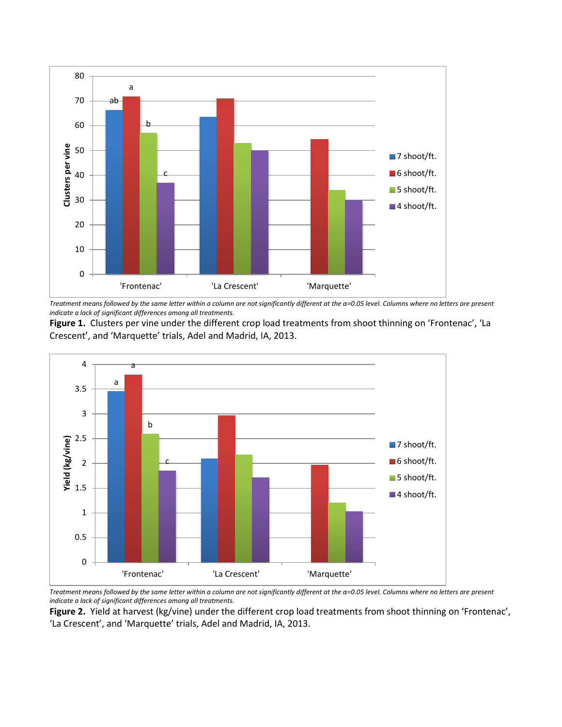*Treatment means followed by the same letter within a column are not significantly different at the α=0.05 level. Columns where no letters are present indicate a lack of significant differences among all treatments.*

**Figure 1.** Clusters per vine under the different crop load treatments from shoot thinning on 'Frontenac', 'La Crescent', and 'Marquette' trials, Adel and Madrid, IA, 2013.

*Treatment means followed by the same letter within a column are not significantly different at the α=0.05 level. Columns where no letters are present indicate a lack of significant differences among all treatments.*

**Figure 2.** Yield at harvest (kg/vine) under the different crop load treatments from shoot thinning on 'Frontenac', 'La Crescent', and 'Marquette' trials, Adel and Madrid, IA, 2013.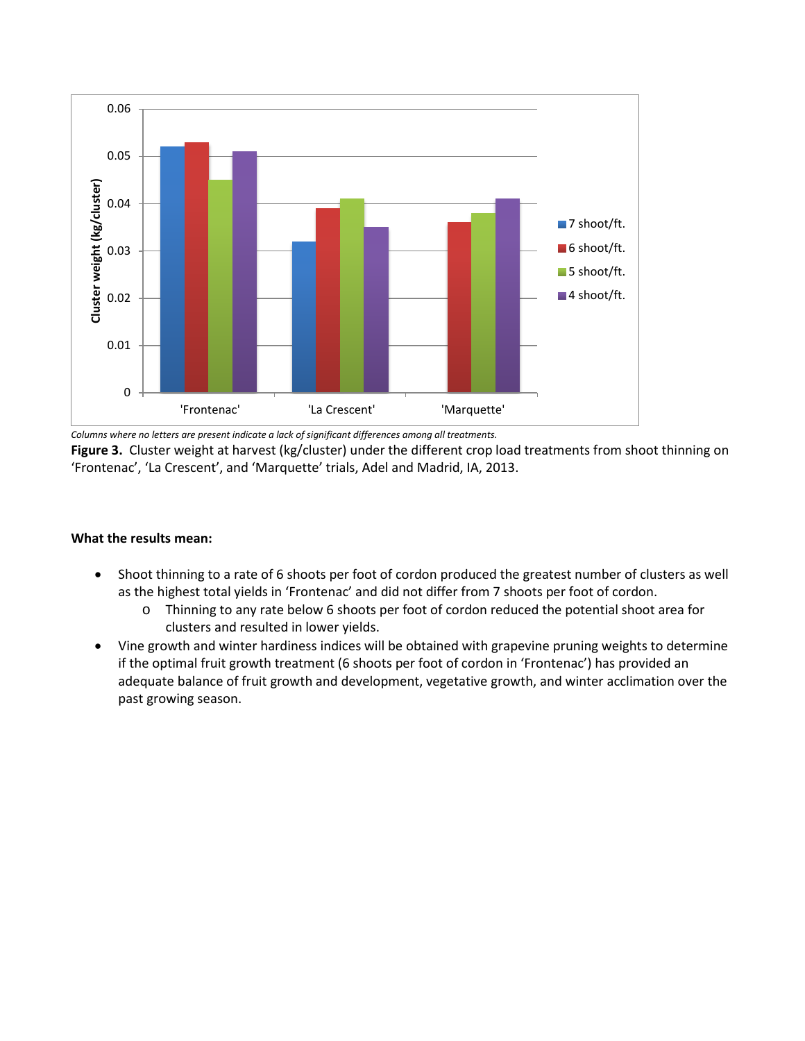0.06
0.05
0.04
0.03
0.02
0.01
0

Cluster weight (kg/cluster)

'Frontenac'
'La Crescent'
'Marquette'

7 shoot/ft.
6 shoot/ft.
5 shoot/ft.
4 shoot/ft.

*Columns where no letters are present indicate a lack of significant differences among all treatments.*

**Figure 3.** Cluster weight at harvest (kg/cluster) under the different crop load treatments from shoot thinning on 'Frontenac', 'La Crescent', and 'Marquette' trials, Adel and Madrid, IA, 2013.

**What the results mean:**

- Shoot thinning to a rate of 6 shoots per foot of cordon produced the greatest number of clusters as well as the highest total yields in 'Frontenac' and did not differ from 7 shoots per foot of cordon.
    - Thinning to any rate below 6 shoots per foot of cordon reduced the potential shoot area for clusters and resulted in lower yields.
- Vine growth and winter hardiness indices will be obtained with grapevine pruning weights to determine if the optimal fruit growth treatment (6 shoots per foot of cordon in 'Frontenac') has provided an adequate balance of fruit growth and development, vegetative growth, and winter acclimation over the past growing season.